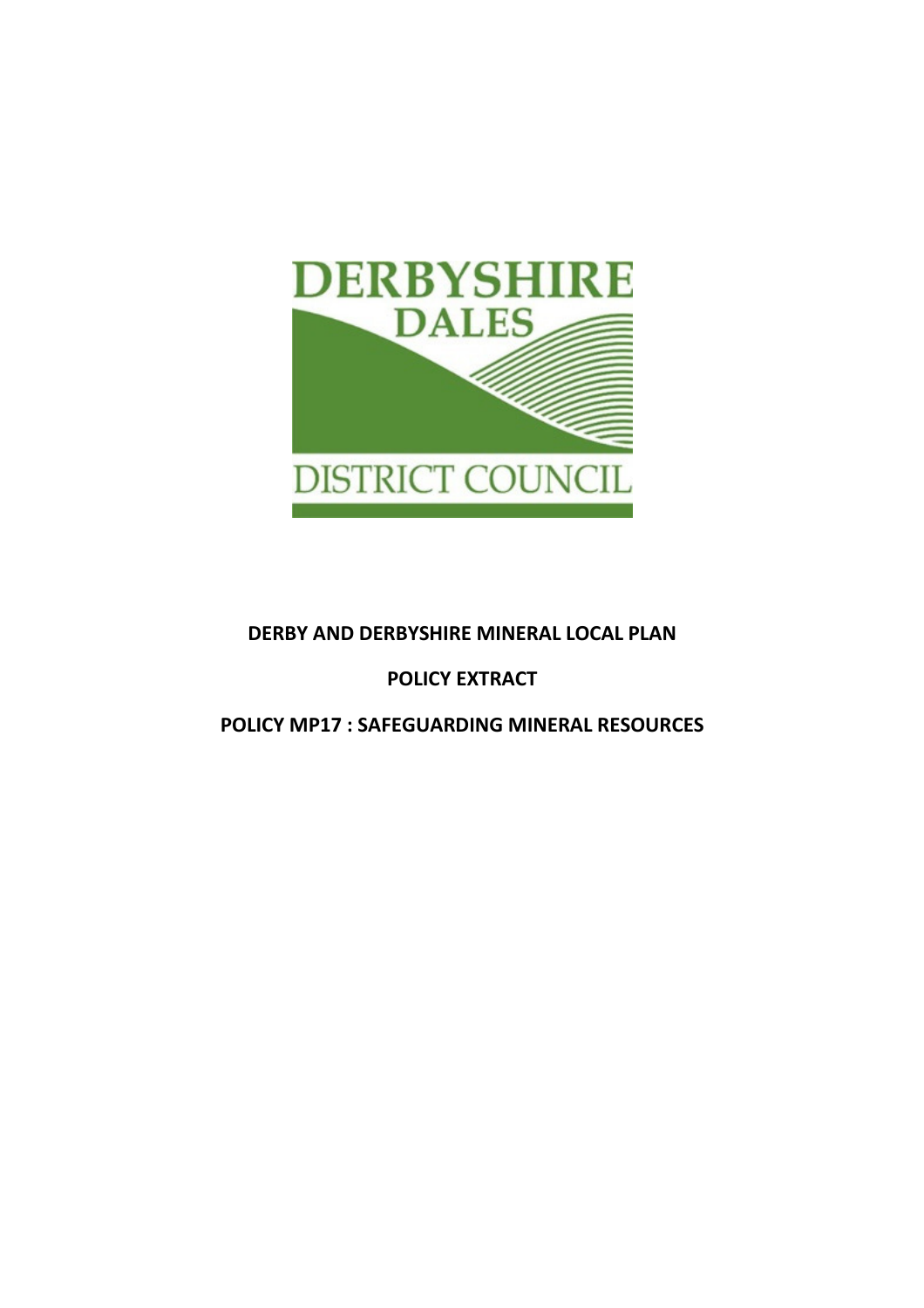DERBYSHIRE DALES DISTRICT COUNCIL

# DERBY AND DERBYSHIRE MINERAL LOCAL PLAN

## POLICY EXTRACT

## POLICY MP17 : SAFEGUARDING MINERAL RESOURCES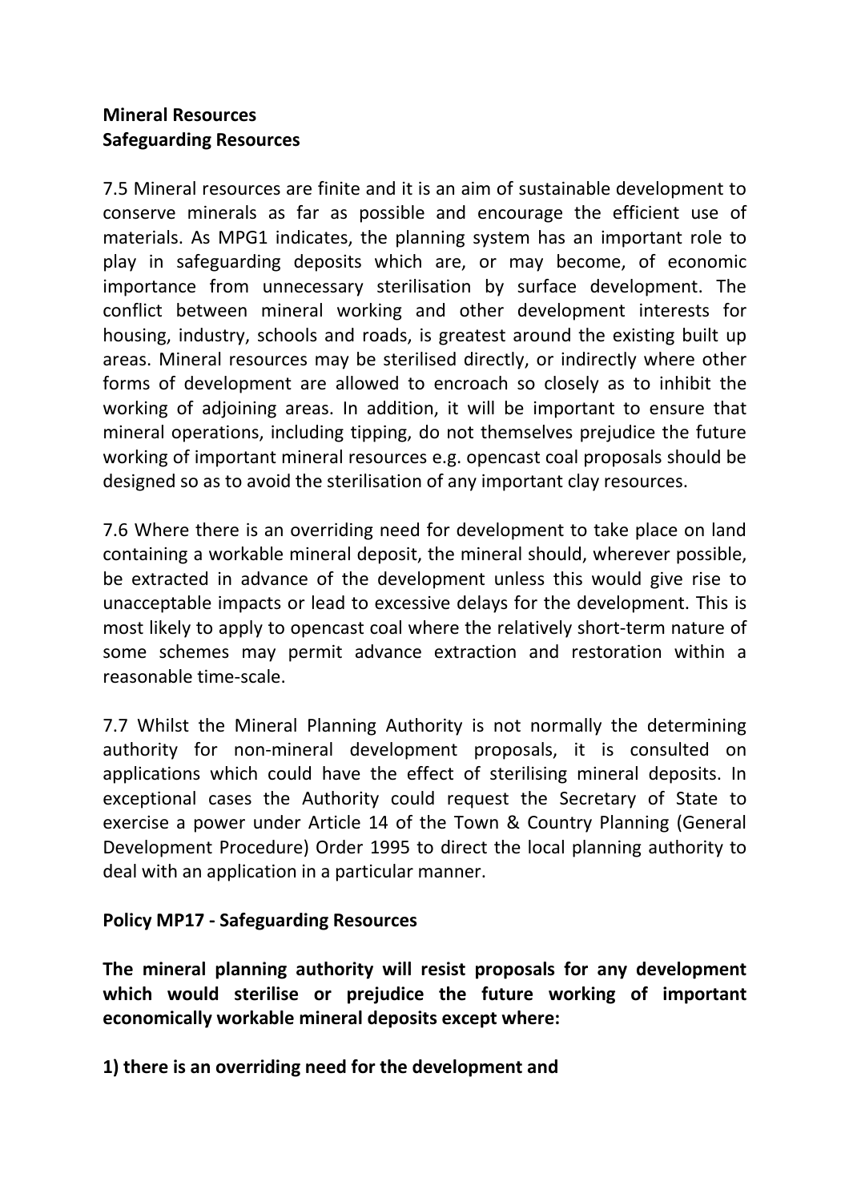**Mineral Resources**
**Safeguarding Resources**

7.5 Mineral resources are finite and it is an aim of sustainable development to conserve minerals as far as possible and encourage the efficient use of materials. As MPG1 indicates, the planning system has an important role to play in safeguarding deposits which are, or may become, of economic importance from unnecessary sterilisation by surface development. The conflict between mineral working and other development interests for housing, industry, schools and roads, is greatest around the existing built up areas. Mineral resources may be sterilised directly, or indirectly where other forms of development are allowed to encroach so closely as to inhibit the working of adjoining areas. In addition, it will be important to ensure that mineral operations, including tipping, do not themselves prejudice the future working of important mineral resources e.g. opencast coal proposals should be designed so as to avoid the sterilisation of any important clay resources.

7.6 Where there is an overriding need for development to take place on land containing a workable mineral deposit, the mineral should, wherever possible, be extracted in advance of the development unless this would give rise to unacceptable impacts or lead to excessive delays for the development. This is most likely to apply to opencast coal where the relatively short-term nature of some schemes may permit advance extraction and restoration within a reasonable time-scale.

7.7 Whilst the Mineral Planning Authority is not normally the determining authority for non-mineral development proposals, it is consulted on applications which could have the effect of sterilising mineral deposits. In exceptional cases the Authority could request the Secretary of State to exercise a power under Article 14 of the Town & Country Planning (General Development Procedure) Order 1995 to direct the local planning authority to deal with an application in a particular manner.

**Policy MP17 - Safeguarding Resources**

**The mineral planning authority will resist proposals for any development which would sterilise or prejudice the future working of important economically workable mineral deposits except where:**

**1) there is an overriding need for the development and**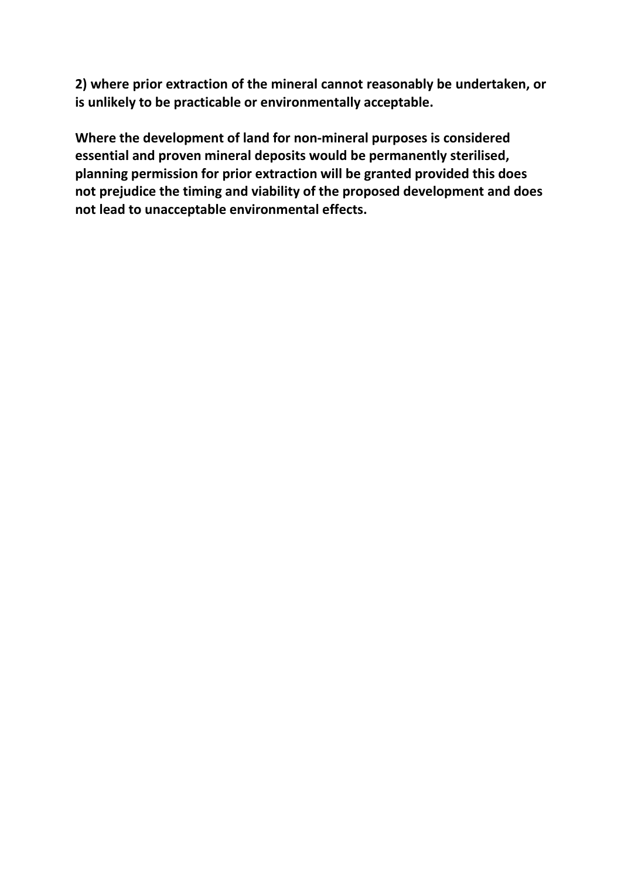**2) where prior extraction of the mineral cannot reasonably be undertaken, or is unlikely to be practicable or environmentally acceptable.**

**Where the development of land for non-mineral purposes is considered essential and proven mineral deposits would be permanently sterilised, planning permission for prior extraction will be granted provided this does not prejudice the timing and viability of the proposed development and does not lead to unacceptable environmental effects.**